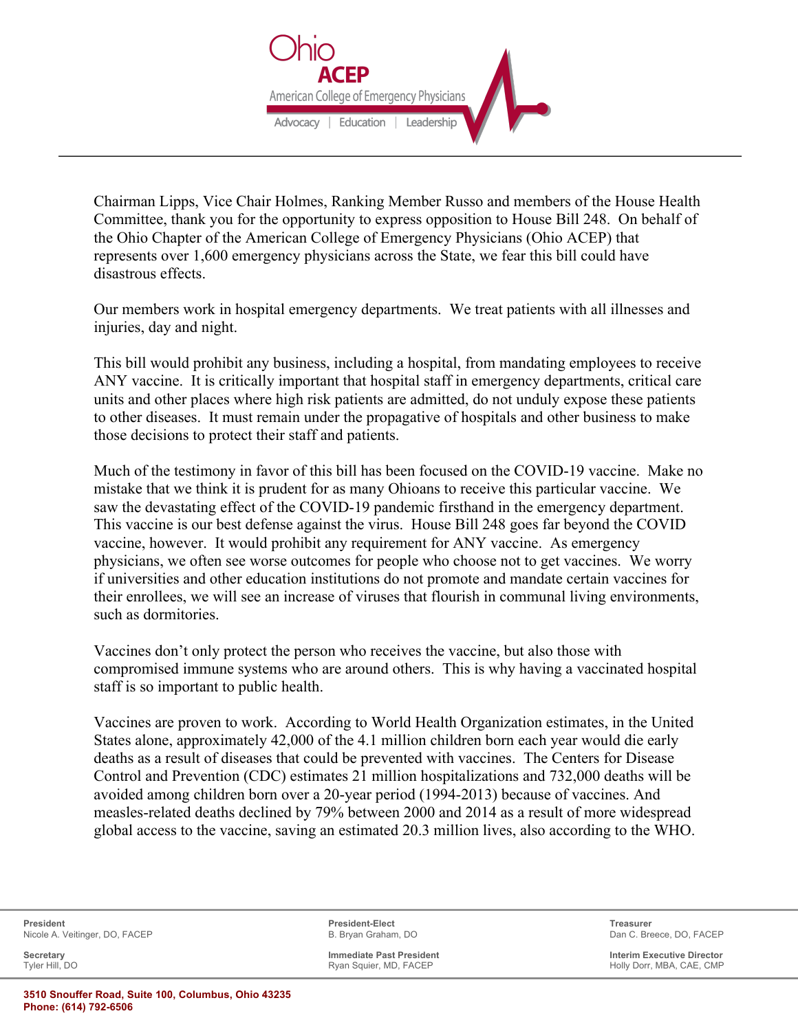Chairman Lipps, Vice Chair Holmes, Ranking Member Russo and members of the House Health Committee, thank you for the opportunity to express opposition to House Bill 248. On behalf of the Ohio Chapter of the American College of Emergency Physicians (Ohio ACEP) that represents over 1,600 emergency physicians across the State, we fear this bill could have disastrous effects.

Our members work in hospital emergency departments. We treat patients with all illnesses and injuries, day and night.

This bill would prohibit any business, including a hospital, from mandating employees to receive ANY vaccine. It is critically important that hospital staff in emergency departments, critical care units and other places where high risk patients are admitted, do not unduly expose these patients to other diseases. It must remain under the propagative of hospitals and other business to make those decisions to protect their staff and patients.

Much of the testimony in favor of this bill has been focused on the COVID-19 vaccine. Make no mistake that we think it is prudent for as many Ohioans to receive this particular vaccine. We saw the devastating effect of the COVID-19 pandemic firsthand in the emergency department. This vaccine is our best defense against the virus. House Bill 248 goes far beyond the COVID vaccine, however. It would prohibit any requirement for ANY vaccine. As emergency physicians, we often see worse outcomes for people who choose not to get vaccines. We worry if universities and other education institutions do not promote and mandate certain vaccines for their enrollees, we will see an increase of viruses that flourish in communal living environments, such as dormitories.

Vaccines don't only protect the person who receives the vaccine, but also those with compromised immune systems who are around others. This is why having a vaccinated hospital staff is so important to public health.

Vaccines are proven to work. According to World Health Organization estimates, in the United States alone, approximately 42,000 of the 4.1 million children born each year would die early deaths as a result of diseases that could be prevented with vaccines. The Centers for Disease Control and Prevention (CDC) estimates 21 million hospitalizations and 732,000 deaths will be avoided among children born over a 20-year period (1994-2013) because of vaccines. And measles-related deaths declined by 79% between 2000 and 2014 as a result of more widespread global access to the vaccine, saving an estimated 20.3 million lives, also according to the WHO.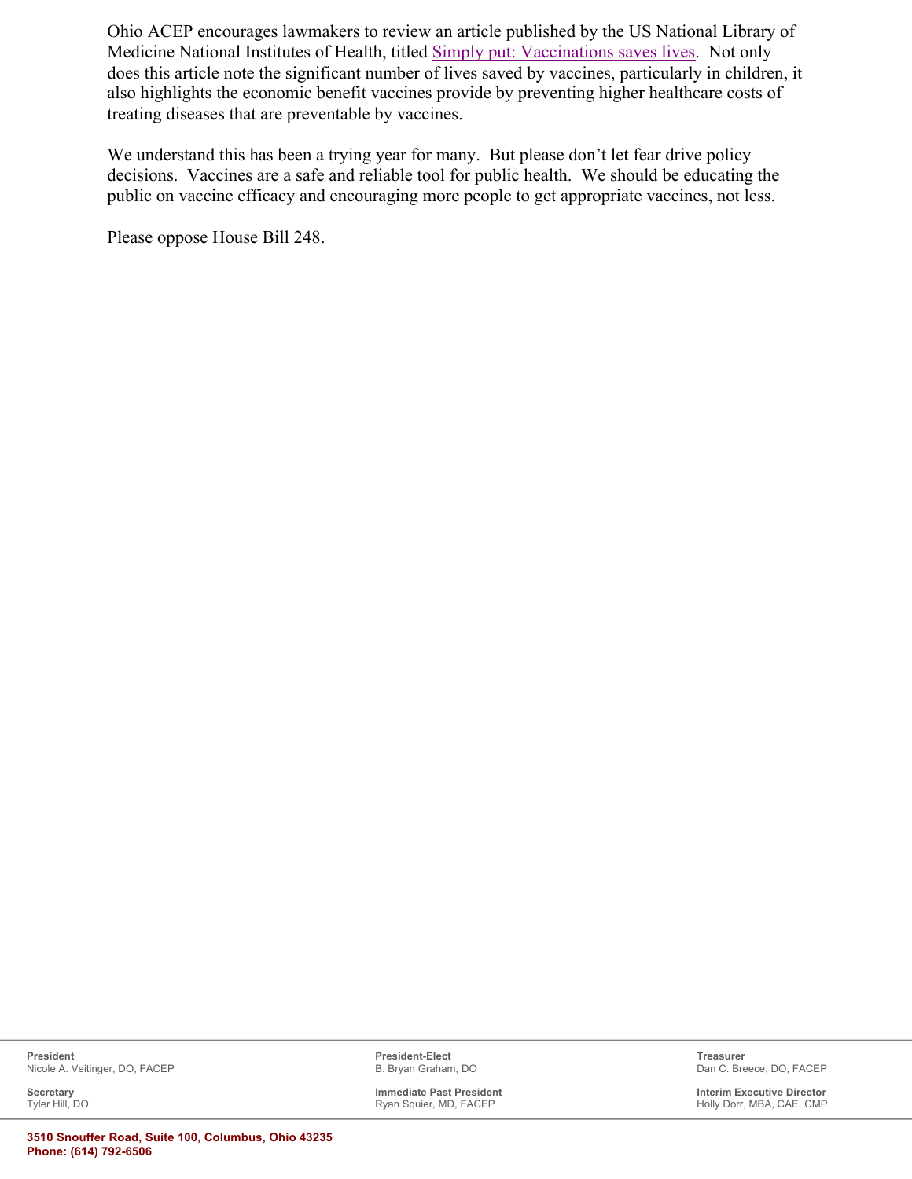Ohio ACEP encourages lawmakers to review an article published by the US National Library of Medicine National Institutes of Health, titled Simply put: Vaccinations saves lives. Not only does this article note the significant number of lives saved by vaccines, particularly in children, it also highlights the economic benefit vaccines provide by preventing higher healthcare costs of treating diseases that are preventable by vaccines.

We understand this has been a trying year for many. But please don't let fear drive policy decisions. Vaccines are a safe and reliable tool for public health. We should be educating the public on vaccine efficacy and encouraging more people to get appropriate vaccines, not less.

Please oppose House Bill 248.

**President**
Nicole A. Veitinger, DO, FACEP

**President-Elect**
B. Bryan Graham, DO

**Treasurer**
Dan C. Breece, DO, FACEP

**Secretary**
Tyler Hill, DO

**Immediate Past President**
Ryan Squier, MD, FACEP

**Interim Executive Director**
Holly Dorr, MBA, CAE, CMP

**3510 Snouffer Road, Suite 100, Columbus, Ohio 43235**
**Phone: (614) 792-6506**